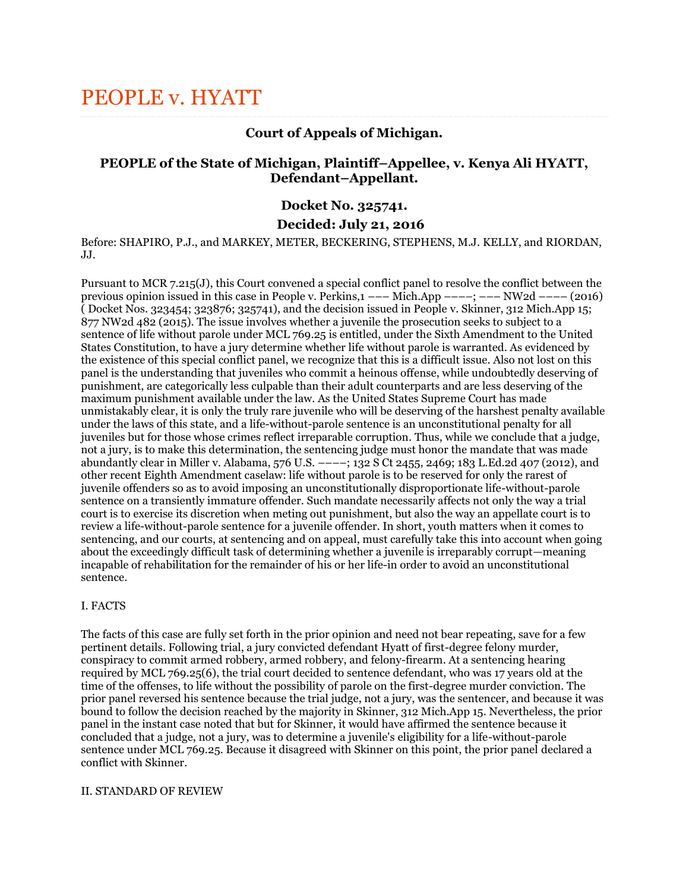# PEOPLE v. HYATT

### Court of Appeals of Michigan.

### PEOPLE of the State of Michigan, Plaintiff–Appellee, v. Kenya Ali HYATT, Defendant–Appellant.

### Docket No. 325741.

### Decided: July 21, 2016

Before: SHAPIRO, P.J., and MARKEY, METER, BECKERING, STEPHENS, M.J. KELLY, and RIORDAN, JJ.

Pursuant to MCR 7.215(J), this Court convened a special conflict panel to resolve the conflict between the previous opinion issued in this case in People v. Perkins,1 ––– Mich.App ––––; ––– NW2d –––– (2016) ( Docket Nos. 323454; 323876; 325741), and the decision issued in People v. Skinner, 312 Mich.App 15; 877 NW2d 482 (2015). The issue involves whether a juvenile the prosecution seeks to subject to a sentence of life without parole under MCL 769.25 is entitled, under the Sixth Amendment to the United States Constitution, to have a jury determine whether life without parole is warranted. As evidenced by the existence of this special conflict panel, we recognize that this is a difficult issue. Also not lost on this panel is the understanding that juveniles who commit a heinous offense, while undoubtedly deserving of punishment, are categorically less culpable than their adult counterparts and are less deserving of the maximum punishment available under the law. As the United States Supreme Court has made unmistakably clear, it is only the truly rare juvenile who will be deserving of the harshest penalty available under the laws of this state, and a life-without-parole sentence is an unconstitutional penalty for all juveniles but for those whose crimes reflect irreparable corruption. Thus, while we conclude that a judge, not a jury, is to make this determination, the sentencing judge must honor the mandate that was made abundantly clear in Miller v. Alabama, 576 U.S. ––––; 132 S Ct 2455, 2469; 183 L.Ed.2d 407 (2012), and other recent Eighth Amendment caselaw: life without parole is to be reserved for only the rarest of juvenile offenders so as to avoid imposing an unconstitutionally disproportionate life-without-parole sentence on a transiently immature offender. Such mandate necessarily affects not only the way a trial court is to exercise its discretion when meting out punishment, but also the way an appellate court is to review a life-without-parole sentence for a juvenile offender. In short, youth matters when it comes to sentencing, and our courts, at sentencing and on appeal, must carefully take this into account when going about the exceedingly difficult task of determining whether a juvenile is irreparably corrupt—meaning incapable of rehabilitation for the remainder of his or her life-in order to avoid an unconstitutional sentence.

I. FACTS

The facts of this case are fully set forth in the prior opinion and need not bear repeating, save for a few pertinent details. Following trial, a jury convicted defendant Hyatt of first-degree felony murder, conspiracy to commit armed robbery, armed robbery, and felony-firearm. At a sentencing hearing required by MCL 769.25(6), the trial court decided to sentence defendant, who was 17 years old at the time of the offenses, to life without the possibility of parole on the first-degree murder conviction. The prior panel reversed his sentence because the trial judge, not a jury, was the sentencer, and because it was bound to follow the decision reached by the majority in Skinner, 312 Mich.App 15. Nevertheless, the prior panel in the instant case noted that but for Skinner, it would have affirmed the sentence because it concluded that a judge, not a jury, was to determine a juvenile's eligibility for a life-without-parole sentence under MCL 769.25. Because it disagreed with Skinner on this point, the prior panel declared a conflict with Skinner.

II. STANDARD OF REVIEW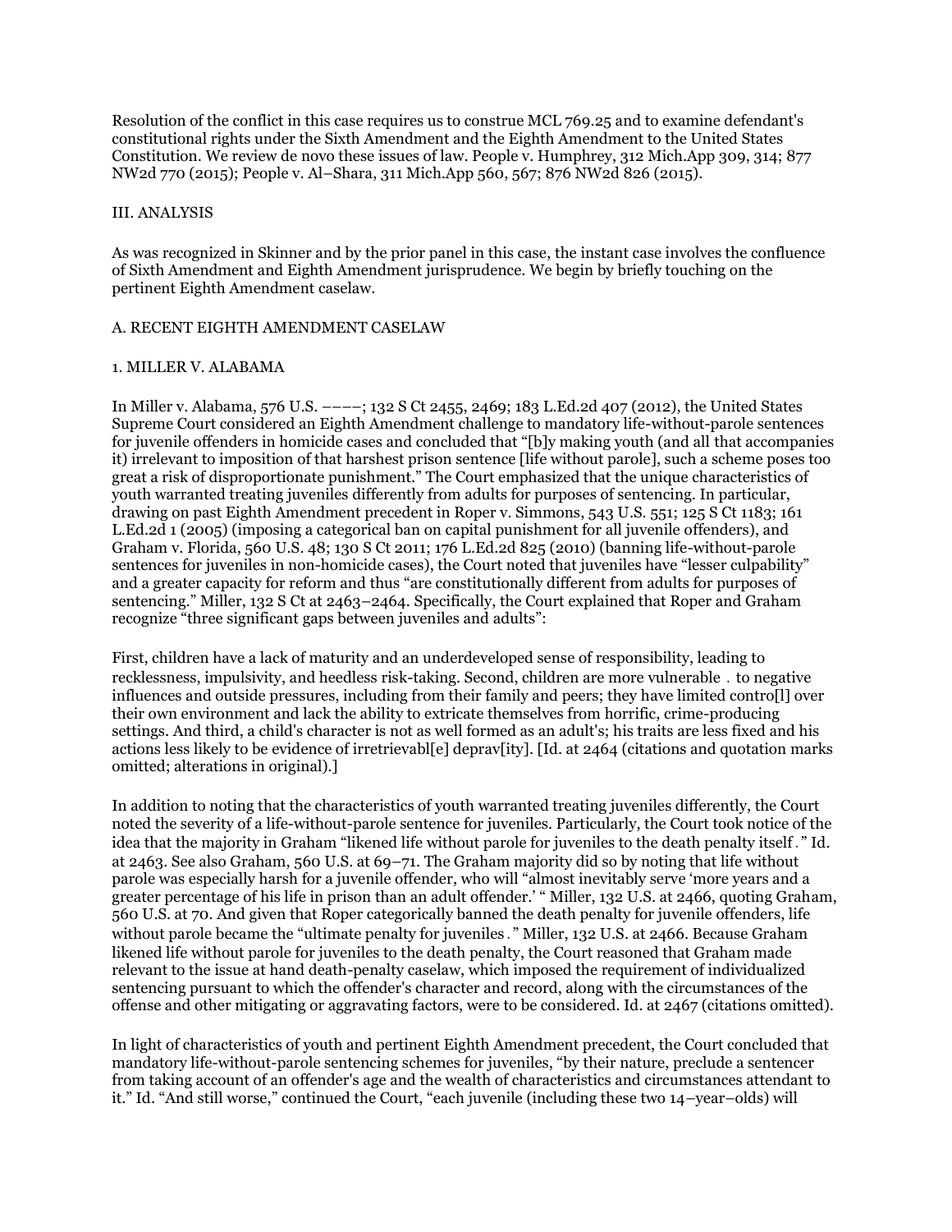Resolution of the conflict in this case requires us to construe MCL 769.25 and to examine defendant's constitutional rights under the Sixth Amendment and the Eighth Amendment to the United States Constitution. We review de novo these issues of law. People v. Humphrey, 312 Mich.App 309, 314; 877 NW2d 770 (2015); People v. Al–Shara, 311 Mich.App 560, 567; 876 NW2d 826 (2015).

## III. ANALYSIS

As was recognized in Skinner and by the prior panel in this case, the instant case involves the confluence of Sixth Amendment and Eighth Amendment jurisprudence. We begin by briefly touching on the pertinent Eighth Amendment caselaw.

### A. RECENT EIGHTH AMENDMENT CASELAW

#### 1. MILLER V. ALABAMA

In Miller v. Alabama, 576 U.S. ––––; 132 S Ct 2455, 2469; 183 L.Ed.2d 407 (2012), the United States Supreme Court considered an Eighth Amendment challenge to mandatory life-without-parole sentences for juvenile offenders in homicide cases and concluded that "[b]y making youth (and all that accompanies it) irrelevant to imposition of that harshest prison sentence [life without parole], such a scheme poses too great a risk of disproportionate punishment." The Court emphasized that the unique characteristics of youth warranted treating juveniles differently from adults for purposes of sentencing. In particular, drawing on past Eighth Amendment precedent in Roper v. Simmons, 543 U.S. 551; 125 S Ct 1183; 161 L.Ed.2d 1 (2005) (imposing a categorical ban on capital punishment for all juvenile offenders), and Graham v. Florida, 560 U.S. 48; 130 S Ct 2011; 176 L.Ed.2d 825 (2010) (banning life-without-parole sentences for juveniles in non-homicide cases), the Court noted that juveniles have "lesser culpability" and a greater capacity for reform and thus "are constitutionally different from adults for purposes of sentencing." Miller, 132 S Ct at 2463–2464. Specifically, the Court explained that Roper and Graham recognize "three significant gaps between juveniles and adults":

> First, children have a lack of maturity and an underdeveloped sense of responsibility, leading to recklessness, impulsivity, and heedless risk-taking. Second, children are more vulnerable . to negative influences and outside pressures, including from their family and peers; they have limited contro[l] over their own environment and lack the ability to extricate themselves from horrific, crime-producing settings. And third, a child's character is not as well formed as an adult's; his traits are less fixed and his actions less likely to be evidence of irretrievabl[e] deprav[ity]. [Id. at 2464 (citations and quotation marks omitted; alterations in original).]

In addition to noting that the characteristics of youth warranted treating juveniles differently, the Court noted the severity of a life-without-parole sentence for juveniles. Particularly, the Court took notice of the idea that the majority in Graham "likened life without parole for juveniles to the death penalty itself ." Id. at 2463. See also Graham, 560 U.S. at 69–71. The Graham majority did so by noting that life without parole was especially harsh for a juvenile offender, who will "almost inevitably serve 'more years and a greater percentage of his life in prison than an adult offender.' " Miller, 132 U.S. at 2466, quoting Graham, 560 U.S. at 70. And given that Roper categorically banned the death penalty for juvenile offenders, life without parole became the "ultimate penalty for juveniles ." Miller, 132 U.S. at 2466. Because Graham likened life without parole for juveniles to the death penalty, the Court reasoned that Graham made relevant to the issue at hand death-penalty caselaw, which imposed the requirement of individualized sentencing pursuant to which the offender's character and record, along with the circumstances of the offense and other mitigating or aggravating factors, were to be considered. Id. at 2467 (citations omitted).

In light of characteristics of youth and pertinent Eighth Amendment precedent, the Court concluded that mandatory life-without-parole sentencing schemes for juveniles, "by their nature, preclude a sentencer from taking account of an offender's age and the wealth of characteristics and circumstances attendant to it." Id. "And still worse," continued the Court, "each juvenile (including these two 14–year–olds) will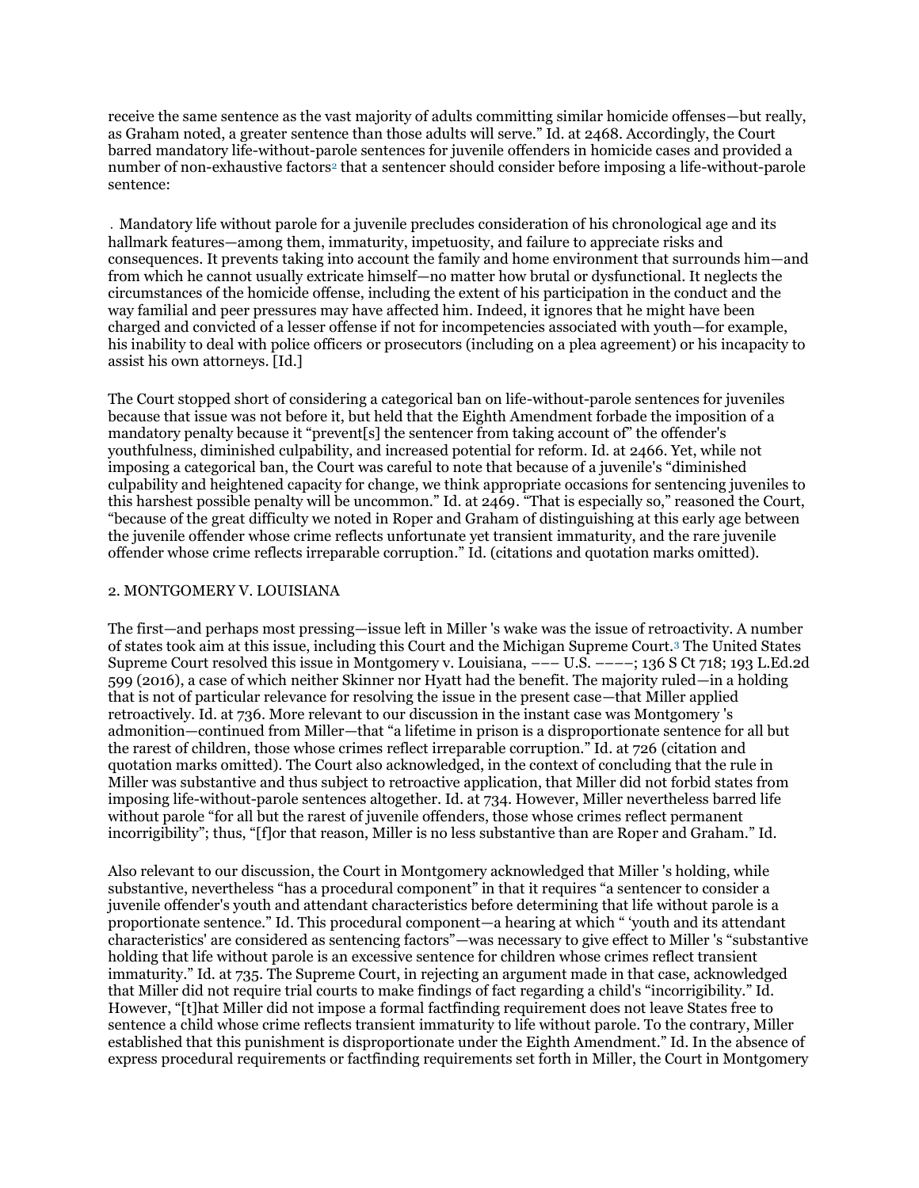receive the same sentence as the vast majority of adults committing similar homicide offenses—but really, as Graham noted, a greater sentence than those adults will serve." Id. at 2468. Accordingly, the Court barred mandatory life-without-parole sentences for juvenile offenders in homicide cases and provided a number of non-exhaustive factors[2] that a sentencer should consider before imposing a life-without-parole sentence:

. Mandatory life without parole for a juvenile precludes consideration of his chronological age and its hallmark features—among them, immaturity, impetuosity, and failure to appreciate risks and consequences. It prevents taking into account the family and home environment that surrounds him—and from which he cannot usually extricate himself—no matter how brutal or dysfunctional. It neglects the circumstances of the homicide offense, including the extent of his participation in the conduct and the way familial and peer pressures may have affected him. Indeed, it ignores that he might have been charged and convicted of a lesser offense if not for incompetencies associated with youth—for example, his inability to deal with police officers or prosecutors (including on a plea agreement) or his incapacity to assist his own attorneys. [Id.]

The Court stopped short of considering a categorical ban on life-without-parole sentences for juveniles because that issue was not before it, but held that the Eighth Amendment forbade the imposition of a mandatory penalty because it "prevent[s] the sentencer from taking account of" the offender's youthfulness, diminished culpability, and increased potential for reform. Id. at 2466. Yet, while not imposing a categorical ban, the Court was careful to note that because of a juvenile's "diminished culpability and heightened capacity for change, we think appropriate occasions for sentencing juveniles to this harshest possible penalty will be uncommon." Id. at 2469. "That is especially so," reasoned the Court, "because of the great difficulty we noted in Roper and Graham of distinguishing at this early age between the juvenile offender whose crime reflects unfortunate yet transient immaturity, and the rare juvenile offender whose crime reflects irreparable corruption." Id. (citations and quotation marks omitted).

2. MONTGOMERY V. LOUISIANA

The first—and perhaps most pressing—issue left in Miller 's wake was the issue of retroactivity. A number of states took aim at this issue, including this Court and the Michigan Supreme Court.[3] The United States Supreme Court resolved this issue in Montgomery v. Louisiana, ––– U.S. ––––; 136 S Ct 718; 193 L.Ed.2d 599 (2016), a case of which neither Skinner nor Hyatt had the benefit. The majority ruled—in a holding that is not of particular relevance for resolving the issue in the present case—that Miller applied retroactively. Id. at 736. More relevant to our discussion in the instant case was Montgomery 's admonition—continued from Miller—that "a lifetime in prison is a disproportionate sentence for all but the rarest of children, those whose crimes reflect irreparable corruption." Id. at 726 (citation and quotation marks omitted). The Court also acknowledged, in the context of concluding that the rule in Miller was substantive and thus subject to retroactive application, that Miller did not forbid states from imposing life-without-parole sentences altogether. Id. at 734. However, Miller nevertheless barred life without parole "for all but the rarest of juvenile offenders, those whose crimes reflect permanent incorrigibility"; thus, "[f]or that reason, Miller is no less substantive than are Roper and Graham." Id.

Also relevant to our discussion, the Court in Montgomery acknowledged that Miller 's holding, while substantive, nevertheless "has a procedural component" in that it requires "a sentencer to consider a juvenile offender's youth and attendant characteristics before determining that life without parole is a proportionate sentence." Id. This procedural component—a hearing at which " 'youth and its attendant characteristics' are considered as sentencing factors"—was necessary to give effect to Miller 's "substantive holding that life without parole is an excessive sentence for children whose crimes reflect transient immaturity." Id. at 735. The Supreme Court, in rejecting an argument made in that case, acknowledged that Miller did not require trial courts to make findings of fact regarding a child's "incorrigibility." Id. However, "[t]hat Miller did not impose a formal factfinding requirement does not leave States free to sentence a child whose crime reflects transient immaturity to life without parole. To the contrary, Miller established that this punishment is disproportionate under the Eighth Amendment." Id. In the absence of express procedural requirements or factfinding requirements set forth in Miller, the Court in Montgomery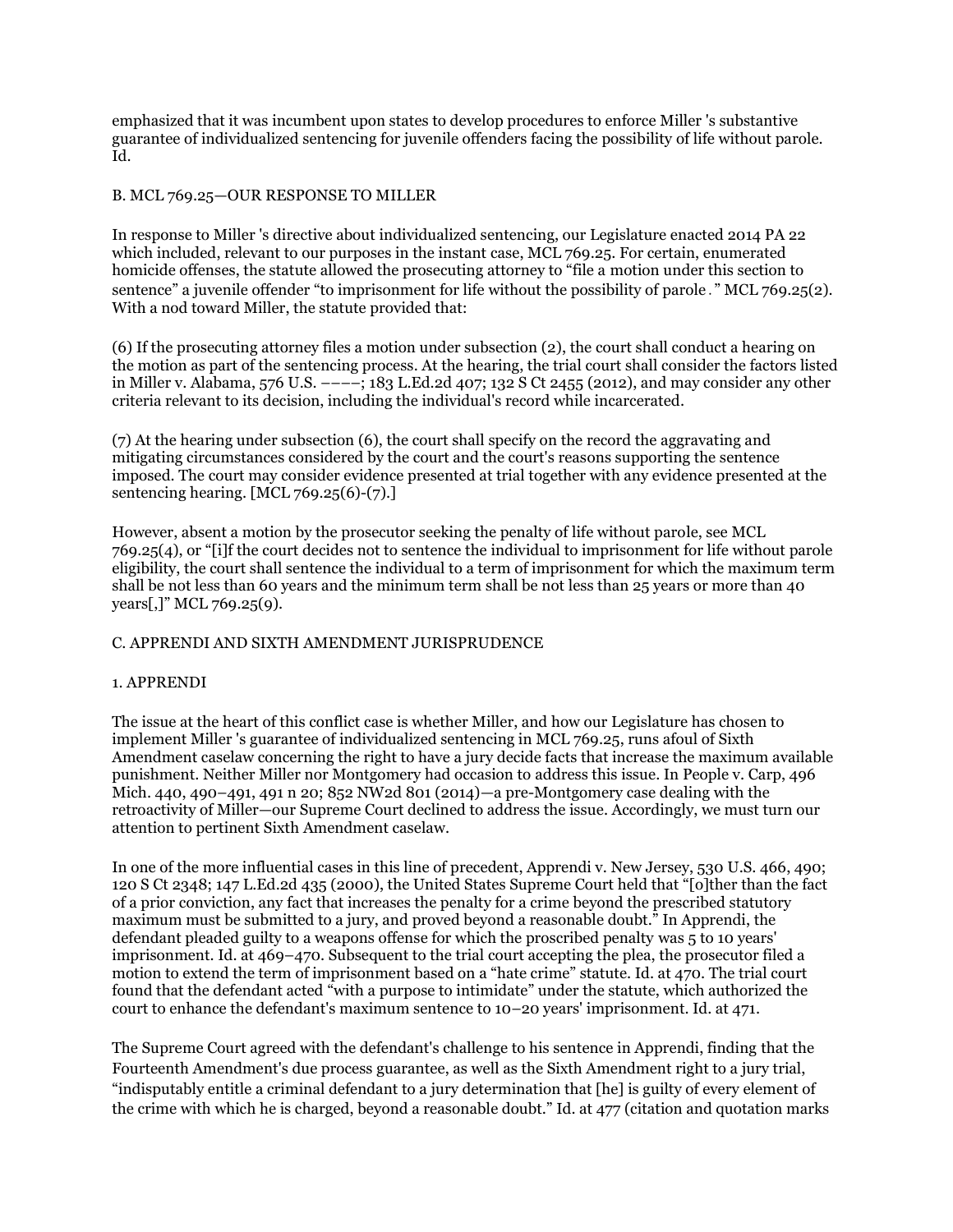emphasized that it was incumbent upon states to develop procedures to enforce Miller 's substantive guarantee of individualized sentencing for juvenile offenders facing the possibility of life without parole. Id.

B. MCL 769.25—OUR RESPONSE TO MILLER

In response to Miller 's directive about individualized sentencing, our Legislature enacted 2014 PA 22 which included, relevant to our purposes in the instant case, MCL 769.25. For certain, enumerated homicide offenses, the statute allowed the prosecuting attorney to "file a motion under this section to sentence" a juvenile offender "to imprisonment for life without the possibility of parole." MCL 769.25(2). With a nod toward Miller, the statute provided that:

(6) If the prosecuting attorney files a motion under subsection (2), the court shall conduct a hearing on the motion as part of the sentencing process. At the hearing, the trial court shall consider the factors listed in Miller v. Alabama, 576 U.S. ––––; 183 L.Ed.2d 407; 132 S Ct 2455 (2012), and may consider any other criteria relevant to its decision, including the individual's record while incarcerated.

(7) At the hearing under subsection (6), the court shall specify on the record the aggravating and mitigating circumstances considered by the court and the court's reasons supporting the sentence imposed. The court may consider evidence presented at trial together with any evidence presented at the sentencing hearing. [MCL 769.25(6)-(7).]

However, absent a motion by the prosecutor seeking the penalty of life without parole, see MCL 769.25(4), or "[i]f the court decides not to sentence the individual to imprisonment for life without parole eligibility, the court shall sentence the individual to a term of imprisonment for which the maximum term shall be not less than 60 years and the minimum term shall be not less than 25 years or more than 40 years[,]" MCL 769.25(9).

C. APPRENDI AND SIXTH AMENDMENT JURISPRUDENCE

1. APPRENDI

The issue at the heart of this conflict case is whether Miller, and how our Legislature has chosen to implement Miller 's guarantee of individualized sentencing in MCL 769.25, runs afoul of Sixth Amendment caselaw concerning the right to have a jury decide facts that increase the maximum available punishment. Neither Miller nor Montgomery had occasion to address this issue. In People v. Carp, 496 Mich. 440, 490–491, 491 n 20; 852 NW2d 801 (2014)—a pre-Montgomery case dealing with the retroactivity of Miller—our Supreme Court declined to address the issue. Accordingly, we must turn our attention to pertinent Sixth Amendment caselaw.

In one of the more influential cases in this line of precedent, Apprendi v. New Jersey, 530 U.S. 466, 490; 120 S Ct 2348; 147 L.Ed.2d 435 (2000), the United States Supreme Court held that "[o]ther than the fact of a prior conviction, any fact that increases the penalty for a crime beyond the prescribed statutory maximum must be submitted to a jury, and proved beyond a reasonable doubt." In Apprendi, the defendant pleaded guilty to a weapons offense for which the proscribed penalty was 5 to 10 years' imprisonment. Id. at 469–470. Subsequent to the trial court accepting the plea, the prosecutor filed a motion to extend the term of imprisonment based on a "hate crime" statute. Id. at 470. The trial court found that the defendant acted "with a purpose to intimidate" under the statute, which authorized the court to enhance the defendant's maximum sentence to 10–20 years' imprisonment. Id. at 471.

The Supreme Court agreed with the defendant's challenge to his sentence in Apprendi, finding that the Fourteenth Amendment's due process guarantee, as well as the Sixth Amendment right to a jury trial, "indisputably entitle a criminal defendant to a jury determination that [he] is guilty of every element of the crime with which he is charged, beyond a reasonable doubt." Id. at 477 (citation and quotation marks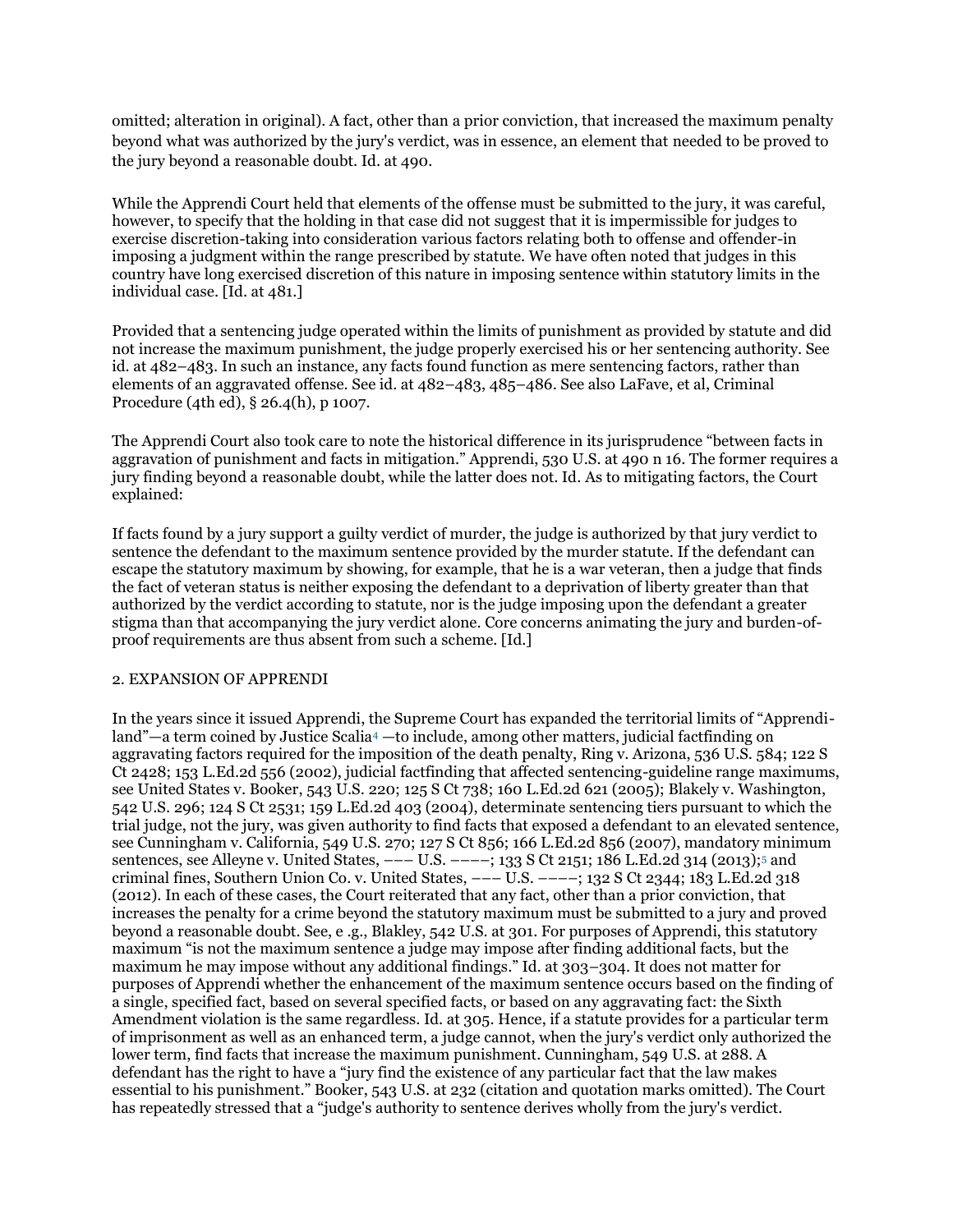omitted; alteration in original). A fact, other than a prior conviction, that increased the maximum penalty beyond what was authorized by the jury's verdict, was in essence, an element that needed to be proved to the jury beyond a reasonable doubt. Id. at 490.

While the Apprendi Court held that elements of the offense must be submitted to the jury, it was careful, however, to specify that the holding in that case did not suggest that it is impermissible for judges to exercise discretion-taking into consideration various factors relating both to offense and offender-in imposing a judgment within the range prescribed by statute. We have often noted that judges in this country have long exercised discretion of this nature in imposing sentence within statutory limits in the individual case. [Id. at 481.]

Provided that a sentencing judge operated within the limits of punishment as provided by statute and did not increase the maximum punishment, the judge properly exercised his or her sentencing authority. See id. at 482–483. In such an instance, any facts found function as mere sentencing factors, rather than elements of an aggravated offense. See id. at 482–483, 485–486. See also LaFave, et al, Criminal Procedure (4th ed), § 26.4(h), p 1007.

The Apprendi Court also took care to note the historical difference in its jurisprudence "between facts in aggravation of punishment and facts in mitigation." Apprendi, 530 U.S. at 490 n 16. The former requires a jury finding beyond a reasonable doubt, while the latter does not. Id. As to mitigating factors, the Court explained:

If facts found by a jury support a guilty verdict of murder, the judge is authorized by that jury verdict to sentence the defendant to the maximum sentence provided by the murder statute. If the defendant can escape the statutory maximum by showing, for example, that he is a war veteran, then a judge that finds the fact of veteran status is neither exposing the defendant to a deprivation of liberty greater than that authorized by the verdict according to statute, nor is the judge imposing upon the defendant a greater stigma than that accompanying the jury verdict alone. Core concerns animating the jury and burden-of-proof requirements are thus absent from such a scheme. [Id.]

2. EXPANSION OF APPRENDI

In the years since it issued Apprendi, the Supreme Court has expanded the territorial limits of "Apprendi-land"—a term coined by Justice Scalia[4] —to include, among other matters, judicial factfinding on aggravating factors required for the imposition of the death penalty, Ring v. Arizona, 536 U.S. 584; 122 S Ct 2428; 153 L.Ed.2d 556 (2002), judicial factfinding that affected sentencing-guideline range maximums, see United States v. Booker, 543 U.S. 220; 125 S Ct 738; 160 L.Ed.2d 621 (2005); Blakely v. Washington, 542 U.S. 296; 124 S Ct 2531; 159 L.Ed.2d 403 (2004), determinate sentencing tiers pursuant to which the trial judge, not the jury, was given authority to find facts that exposed a defendant to an elevated sentence, see Cunningham v. California, 549 U.S. 270; 127 S Ct 856; 166 L.Ed.2d 856 (2007), mandatory minimum sentences, see Alleyne v. United States, ––– U.S. ––––; 133 S Ct 2151; 186 L.Ed.2d 314 (2013);[5] and criminal fines, Southern Union Co. v. United States, ––– U.S. ––––; 132 S Ct 2344; 183 L.Ed.2d 318 (2012). In each of these cases, the Court reiterated that any fact, other than a prior conviction, that increases the penalty for a crime beyond the statutory maximum must be submitted to a jury and proved beyond a reasonable doubt. See, e .g., Blakley, 542 U.S. at 301. For purposes of Apprendi, this statutory maximum "is not the maximum sentence a judge may impose after finding additional facts, but the maximum he may impose without any additional findings." Id. at 303–304. It does not matter for purposes of Apprendi whether the enhancement of the maximum sentence occurs based on the finding of a single, specified fact, based on several specified facts, or based on any aggravating fact: the Sixth Amendment violation is the same regardless. Id. at 305. Hence, if a statute provides for a particular term of imprisonment as well as an enhanced term, a judge cannot, when the jury's verdict only authorized the lower term, find facts that increase the maximum punishment. Cunningham, 549 U.S. at 288. A defendant has the right to have a "jury find the existence of any particular fact that the law makes essential to his punishment." Booker, 543 U.S. at 232 (citation and quotation marks omitted). The Court has repeatedly stressed that a "judge's authority to sentence derives wholly from the jury's verdict.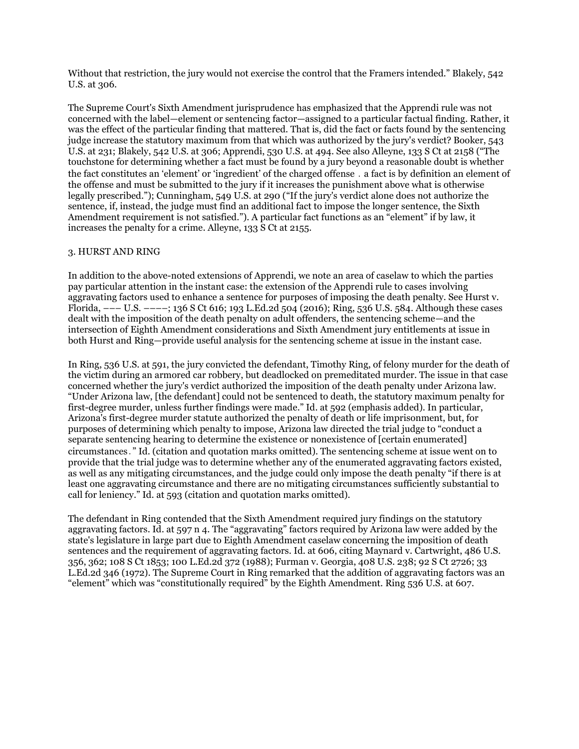Without that restriction, the jury would not exercise the control that the Framers intended." Blakely, 542 U.S. at 306.

The Supreme Court's Sixth Amendment jurisprudence has emphasized that the Apprendi rule was not concerned with the label—element or sentencing factor—assigned to a particular factual finding. Rather, it was the effect of the particular finding that mattered. That is, did the fact or facts found by the sentencing judge increase the statutory maximum from that which was authorized by the jury's verdict? Booker, 543 U.S. at 231; Blakely, 542 U.S. at 306; Apprendi, 530 U.S. at 494. See also Alleyne, 133 S Ct at 2158 ("The touchstone for determining whether a fact must be found by a jury beyond a reasonable doubt is whether the fact constitutes an 'element' or 'ingredient' of the charged offense . a fact is by definition an element of the offense and must be submitted to the jury if it increases the punishment above what is otherwise legally prescribed."); Cunningham, 549 U.S. at 290 ("If the jury's verdict alone does not authorize the sentence, if, instead, the judge must find an additional fact to impose the longer sentence, the Sixth Amendment requirement is not satisfied."). A particular fact functions as an "element" if by law, it increases the penalty for a crime. Alleyne, 133 S Ct at 2155.

3. HURST AND RING

In addition to the above-noted extensions of Apprendi, we note an area of caselaw to which the parties pay particular attention in the instant case: the extension of the Apprendi rule to cases involving aggravating factors used to enhance a sentence for purposes of imposing the death penalty. See Hurst v. Florida, ––– U.S. ––––; 136 S Ct 616; 193 L.Ed.2d 504 (2016); Ring, 536 U.S. 584. Although these cases dealt with the imposition of the death penalty on adult offenders, the sentencing scheme—and the intersection of Eighth Amendment considerations and Sixth Amendment jury entitlements at issue in both Hurst and Ring—provide useful analysis for the sentencing scheme at issue in the instant case.

In Ring, 536 U.S. at 591, the jury convicted the defendant, Timothy Ring, of felony murder for the death of the victim during an armored car robbery, but deadlocked on premeditated murder. The issue in that case concerned whether the jury's verdict authorized the imposition of the death penalty under Arizona law. "Under Arizona law, [the defendant] could not be sentenced to death, the statutory maximum penalty for first-degree murder, unless further findings were made." Id. at 592 (emphasis added). In particular, Arizona's first-degree murder statute authorized the penalty of death or life imprisonment, but, for purposes of determining which penalty to impose, Arizona law directed the trial judge to "conduct a separate sentencing hearing to determine the existence or nonexistence of [certain enumerated] circumstances." Id. (citation and quotation marks omitted). The sentencing scheme at issue went on to provide that the trial judge was to determine whether any of the enumerated aggravating factors existed, as well as any mitigating circumstances, and the judge could only impose the death penalty "if there is at least one aggravating circumstance and there are no mitigating circumstances sufficiently substantial to call for leniency." Id. at 593 (citation and quotation marks omitted).

The defendant in Ring contended that the Sixth Amendment required jury findings on the statutory aggravating factors. Id. at 597 n 4. The "aggravating" factors required by Arizona law were added by the state's legislature in large part due to Eighth Amendment caselaw concerning the imposition of death sentences and the requirement of aggravating factors. Id. at 606, citing Maynard v. Cartwright, 486 U.S. 356, 362; 108 S Ct 1853; 100 L.Ed.2d 372 (1988); Furman v. Georgia, 408 U.S. 238; 92 S Ct 2726; 33 L.Ed.2d 346 (1972). The Supreme Court in Ring remarked that the addition of aggravating factors was an "element" which was "constitutionally required" by the Eighth Amendment. Ring 536 U.S. at 607.